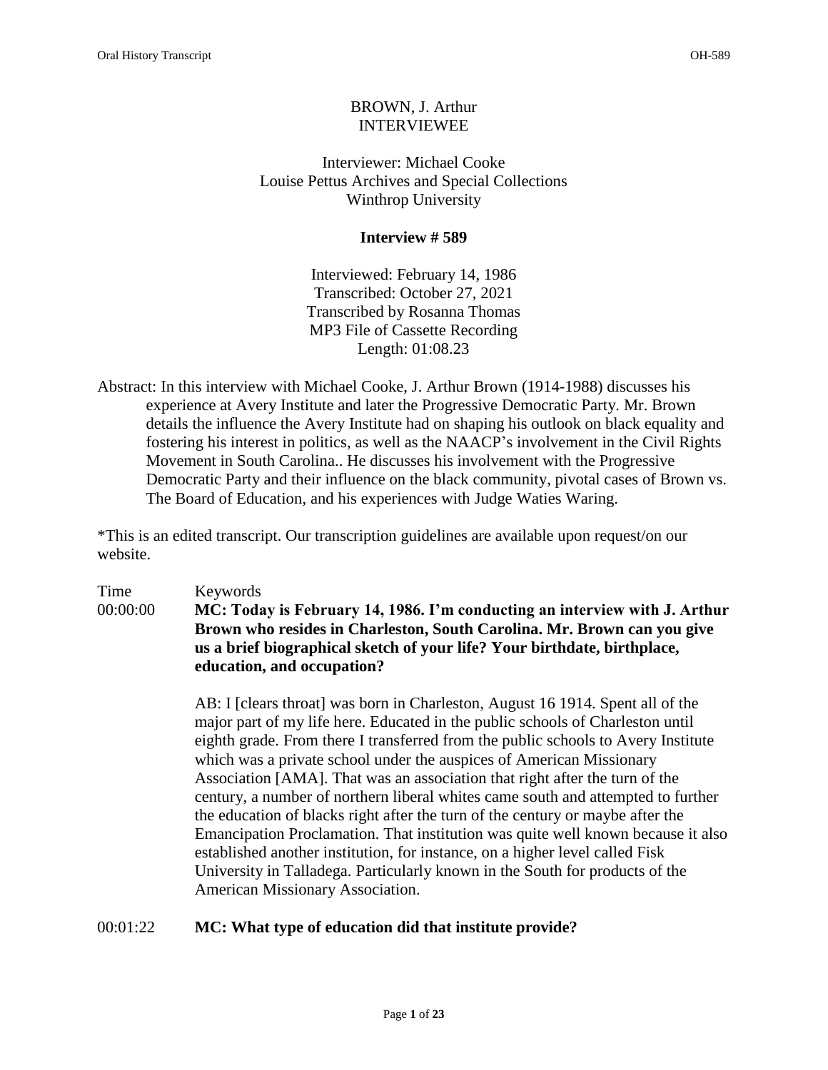BROWN, J. Arthur
INTERVIEWEE

Interviewer: Michael Cooke
Louise Pettus Archives and Special Collections
Winthrop University

**Interview # 589**

Interviewed: February 14, 1986
Transcribed: October 27, 2021
Transcribed by Rosanna Thomas
MP3 File of Cassette Recording
Length: 01:08.23

Abstract: In this interview with Michael Cooke, J. Arthur Brown (1914-1988) discusses his experience at Avery Institute and later the Progressive Democratic Party. Mr. Brown details the influence the Avery Institute had on shaping his outlook on black equality and fostering his interest in politics, as well as the NAACP's involvement in the Civil Rights Movement in South Carolina.. He discusses his involvement with the Progressive Democratic Party and their influence on the black community, pivotal cases of Brown vs. The Board of Education, and his experiences with Judge Waties Waring.

*This is an edited transcript. Our transcription guidelines are available upon request/on our website.

Time — Keywords

00:00:00 **MC: Today is February 14, 1986. I'm conducting an interview with J. Arthur Brown who resides in Charleston, South Carolina. Mr. Brown can you give us a brief biographical sketch of your life? Your birthdate, birthplace, education, and occupation?**

AB: I [clears throat] was born in Charleston, August 16 1914. Spent all of the major part of my life here. Educated in the public schools of Charleston until eighth grade. From there I transferred from the public schools to Avery Institute which was a private school under the auspices of American Missionary Association [AMA]. That was an association that right after the turn of the century, a number of northern liberal whites came south and attempted to further the education of blacks right after the turn of the century or maybe after the Emancipation Proclamation. That institution was quite well known because it also established another institution, for instance, on a higher level called Fisk University in Talladega. Particularly known in the South for products of the American Missionary Association.

00:01:22 **MC: What type of education did that institute provide?**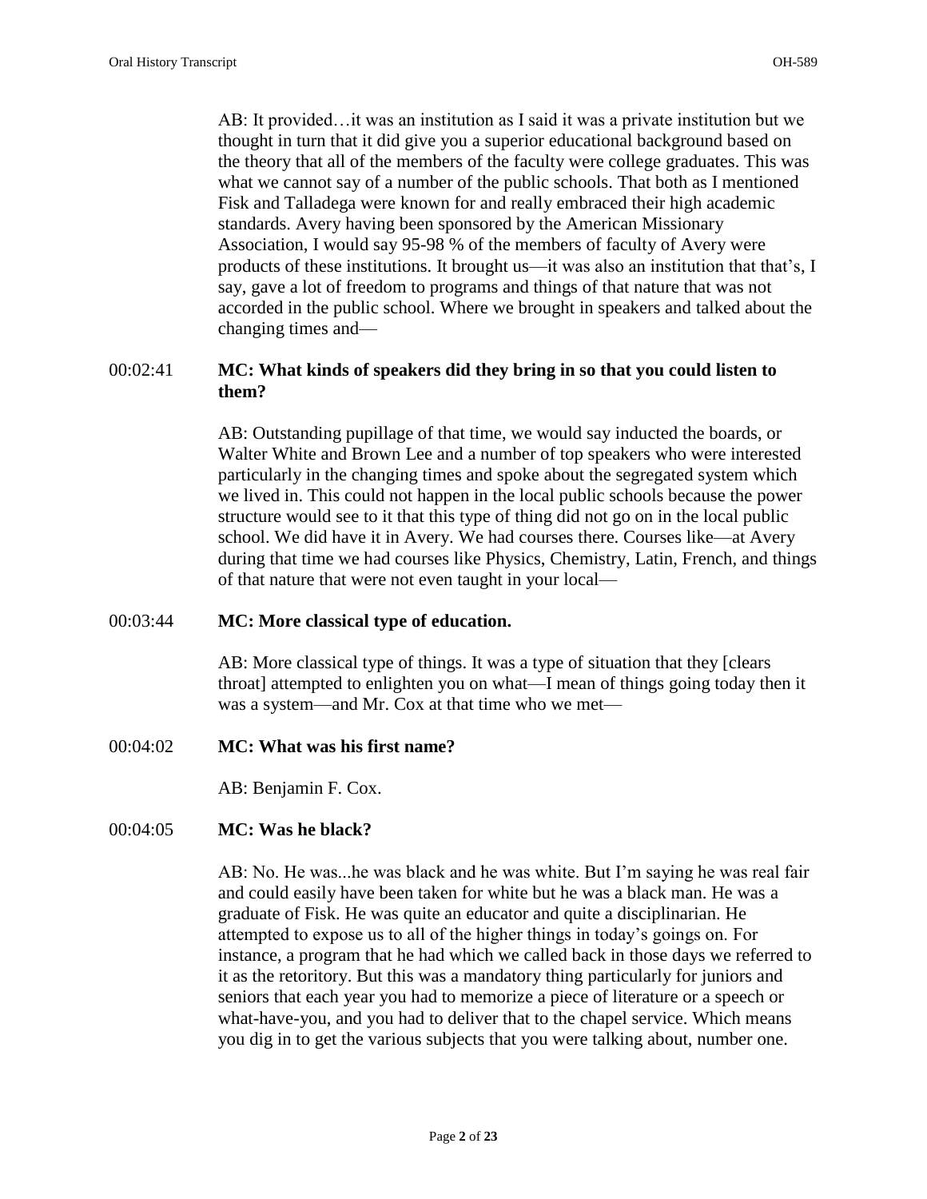AB: It provided…it was an institution as I said it was a private institution but we thought in turn that it did give you a superior educational background based on the theory that all of the members of the faculty were college graduates. This was what we cannot say of a number of the public schools. That both as I mentioned Fisk and Talladega were known for and really embraced their high academic standards. Avery having been sponsored by the American Missionary Association, I would say 95-98 % of the members of faculty of Avery were products of these institutions. It brought us—it was also an institution that that's, I say, gave a lot of freedom to programs and things of that nature that was not accorded in the public school. Where we brought in speakers and talked about the changing times and—

00:02:41 **MC: What kinds of speakers did they bring in so that you could listen to them?**

AB: Outstanding pupillage of that time, we would say inducted the boards, or Walter White and Brown Lee and a number of top speakers who were interested particularly in the changing times and spoke about the segregated system which we lived in. This could not happen in the local public schools because the power structure would see to it that this type of thing did not go on in the local public school. We did have it in Avery. We had courses there. Courses like—at Avery during that time we had courses like Physics, Chemistry, Latin, French, and things of that nature that were not even taught in your local—

00:03:44 **MC: More classical type of education.**

AB: More classical type of things. It was a type of situation that they [clears throat] attempted to enlighten you on what—I mean of things going today then it was a system—and Mr. Cox at that time who we met—

00:04:02 **MC: What was his first name?**

AB: Benjamin F. Cox.

00:04:05 **MC: Was he black?**

AB: No. He was...he was black and he was white. But I'm saying he was real fair and could easily have been taken for white but he was a black man. He was a graduate of Fisk. He was quite an educator and quite a disciplinarian. He attempted to expose us to all of the higher things in today's goings on. For instance, a program that he had which we called back in those days we referred to it as the retoritory. But this was a mandatory thing particularly for juniors and seniors that each year you had to memorize a piece of literature or a speech or what-have-you, and you had to deliver that to the chapel service. Which means you dig in to get the various subjects that you were talking about, number one.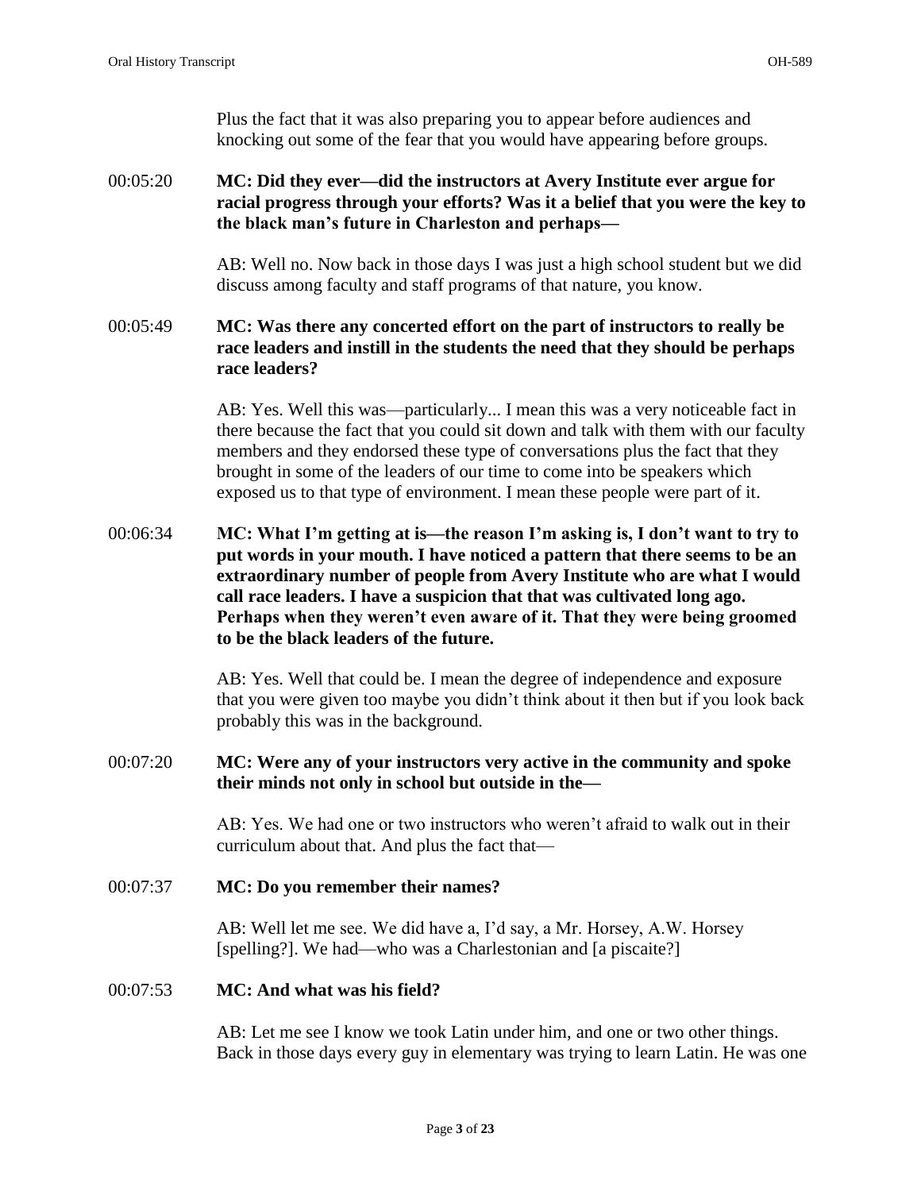Plus the fact that it was also preparing you to appear before audiences and knocking out some of the fear that you would have appearing before groups.

00:05:20 **MC: Did they ever—did the instructors at Avery Institute ever argue for racial progress through your efforts? Was it a belief that you were the key to the black man's future in Charleston and perhaps—**

AB: Well no. Now back in those days I was just a high school student but we did discuss among faculty and staff programs of that nature, you know.

00:05:49 **MC: Was there any concerted effort on the part of instructors to really be race leaders and instill in the students the need that they should be perhaps race leaders?**

AB: Yes. Well this was—particularly... I mean this was a very noticeable fact in there because the fact that you could sit down and talk with them with our faculty members and they endorsed these type of conversations plus the fact that they brought in some of the leaders of our time to come into be speakers which exposed us to that type of environment. I mean these people were part of it.

00:06:34 **MC: What I'm getting at is—the reason I'm asking is, I don't want to try to put words in your mouth. I have noticed a pattern that there seems to be an extraordinary number of people from Avery Institute who are what I would call race leaders. I have a suspicion that that was cultivated long ago. Perhaps when they weren't even aware of it. That they were being groomed to be the black leaders of the future.**

AB: Yes. Well that could be. I mean the degree of independence and exposure that you were given too maybe you didn't think about it then but if you look back probably this was in the background.

00:07:20 **MC: Were any of your instructors very active in the community and spoke their minds not only in school but outside in the—**

AB: Yes. We had one or two instructors who weren't afraid to walk out in their curriculum about that. And plus the fact that—

00:07:37 **MC: Do you remember their names?**

AB: Well let me see. We did have a, I'd say, a Mr. Horsey, A.W. Horsey [spelling?]. We had—who was a Charlestonian and [a piscaite?]

00:07:53 **MC: And what was his field?**

AB: Let me see I know we took Latin under him, and one or two other things. Back in those days every guy in elementary was trying to learn Latin. He was one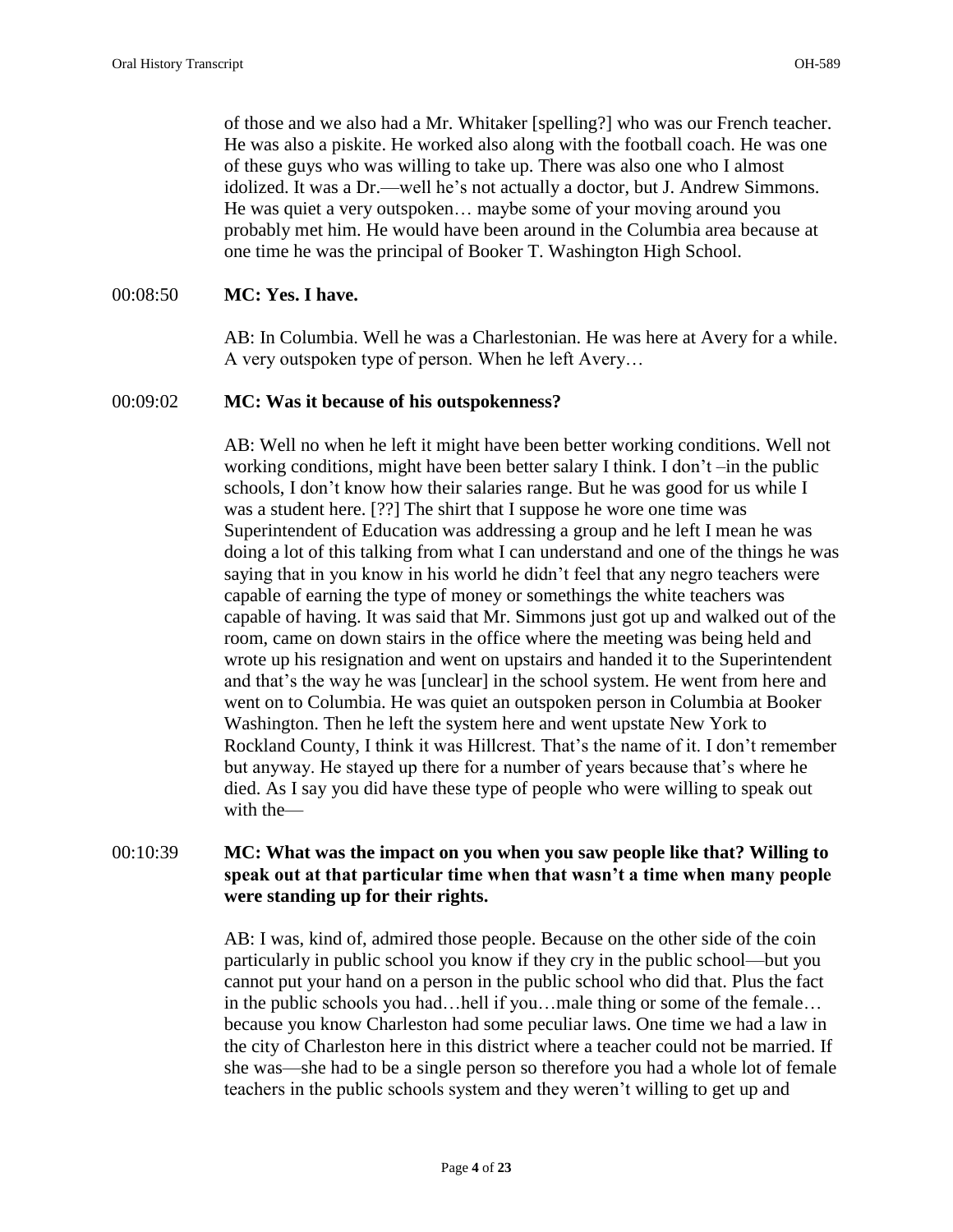of those and we also had a Mr. Whitaker [spelling?] who was our French teacher. He was also a piskite. He worked also along with the football coach. He was one of these guys who was willing to take up. There was also one who I almost idolized. It was a Dr.—well he's not actually a doctor, but J. Andrew Simmons. He was quiet a very outspoken… maybe some of your moving around you probably met him. He would have been around in the Columbia area because at one time he was the principal of Booker T. Washington High School.

00:08:50 **MC: Yes. I have.**

AB: In Columbia. Well he was a Charlestonian. He was here at Avery for a while. A very outspoken type of person. When he left Avery…

00:09:02 **MC: Was it because of his outspokenness?**

AB: Well no when he left it might have been better working conditions. Well not working conditions, might have been better salary I think. I don't –in the public schools, I don't know how their salaries range. But he was good for us while I was a student here. [??] The shirt that I suppose he wore one time was Superintendent of Education was addressing a group and he left I mean he was doing a lot of this talking from what I can understand and one of the things he was saying that in you know in his world he didn't feel that any negro teachers were capable of earning the type of money or somethings the white teachers was capable of having. It was said that Mr. Simmons just got up and walked out of the room, came on down stairs in the office where the meeting was being held and wrote up his resignation and went on upstairs and handed it to the Superintendent and that's the way he was [unclear] in the school system. He went from here and went on to Columbia. He was quiet an outspoken person in Columbia at Booker Washington. Then he left the system here and went upstate New York to Rockland County, I think it was Hillcrest. That's the name of it. I don't remember but anyway. He stayed up there for a number of years because that's where he died. As I say you did have these type of people who were willing to speak out with the—

00:10:39 **MC: What was the impact on you when you saw people like that? Willing to speak out at that particular time when that wasn't a time when many people were standing up for their rights.**

AB: I was, kind of, admired those people. Because on the other side of the coin particularly in public school you know if they cry in the public school—but you cannot put your hand on a person in the public school who did that. Plus the fact in the public schools you had…hell if you…male thing or some of the female… because you know Charleston had some peculiar laws. One time we had a law in the city of Charleston here in this district where a teacher could not be married. If she was—she had to be a single person so therefore you had a whole lot of female teachers in the public schools system and they weren't willing to get up and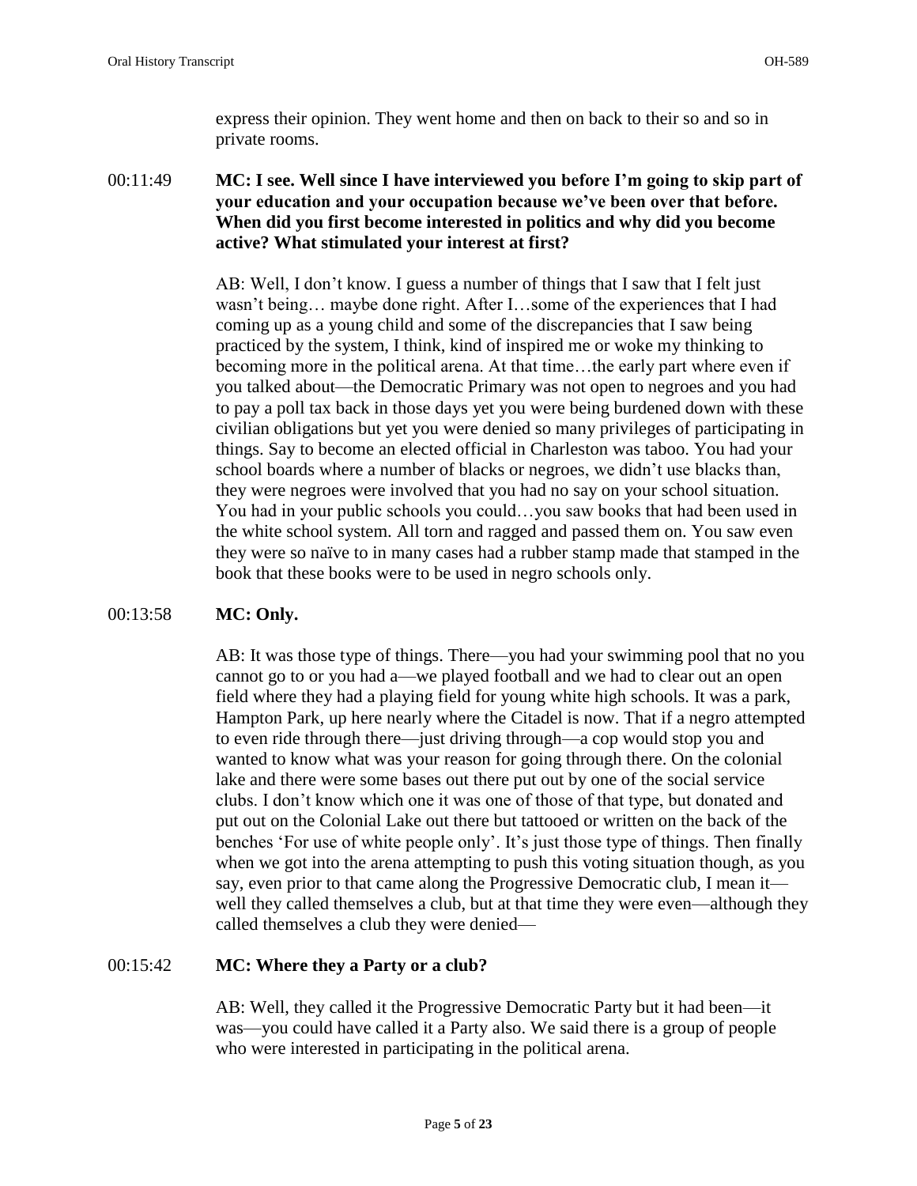express their opinion. They went home and then on back to their so and so in private rooms.

00:11:49 **MC: I see. Well since I have interviewed you before I'm going to skip part of your education and your occupation because we've been over that before. When did you first become interested in politics and why did you become active? What stimulated your interest at first?**

AB: Well, I don't know. I guess a number of things that I saw that I felt just wasn't being… maybe done right. After I…some of the experiences that I had coming up as a young child and some of the discrepancies that I saw being practiced by the system, I think, kind of inspired me or woke my thinking to becoming more in the political arena. At that time…the early part where even if you talked about—the Democratic Primary was not open to negroes and you had to pay a poll tax back in those days yet you were being burdened down with these civilian obligations but yet you were denied so many privileges of participating in things. Say to become an elected official in Charleston was taboo. You had your school boards where a number of blacks or negroes, we didn't use blacks than, they were negroes were involved that you had no say on your school situation. You had in your public schools you could…you saw books that had been used in the white school system. All torn and ragged and passed them on. You saw even they were so naïve to in many cases had a rubber stamp made that stamped in the book that these books were to be used in negro schools only.

00:13:58 **MC: Only.**

AB: It was those type of things. There—you had your swimming pool that no you cannot go to or you had a—we played football and we had to clear out an open field where they had a playing field for young white high schools. It was a park, Hampton Park, up here nearly where the Citadel is now. That if a negro attempted to even ride through there—just driving through—a cop would stop you and wanted to know what was your reason for going through there. On the colonial lake and there were some bases out there put out by one of the social service clubs. I don't know which one it was one of those of that type, but donated and put out on the Colonial Lake out there but tattooed or written on the back of the benches 'For use of white people only'. It's just those type of things. Then finally when we got into the arena attempting to push this voting situation though, as you say, even prior to that came along the Progressive Democratic club, I mean it—well they called themselves a club, but at that time they were even—although they called themselves a club they were denied—

00:15:42 **MC: Where they a Party or a club?**

AB: Well, they called it the Progressive Democratic Party but it had been—it was—you could have called it a Party also. We said there is a group of people who were interested in participating in the political arena.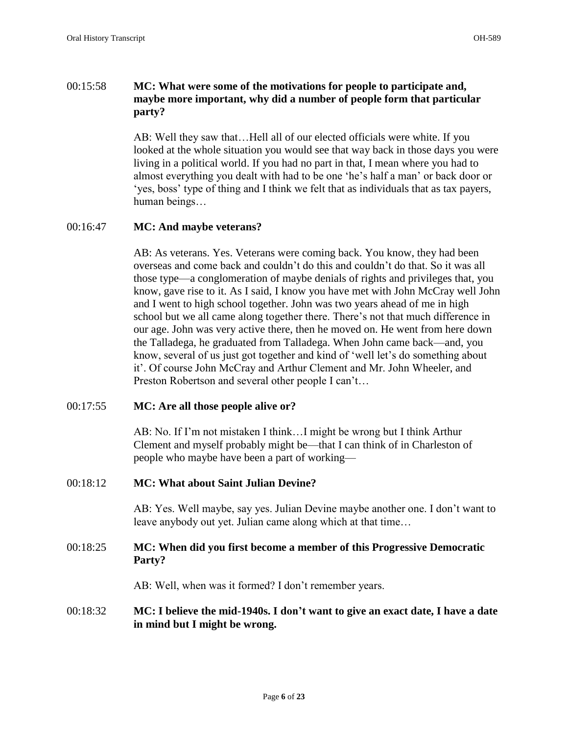00:15:58 **MC: What were some of the motivations for people to participate and, maybe more important, why did a number of people form that particular party?**

AB: Well they saw that…Hell all of our elected officials were white. If you looked at the whole situation you would see that way back in those days you were living in a political world. If you had no part in that, I mean where you had to almost everything you dealt with had to be one 'he's half a man' or back door or 'yes, boss' type of thing and I think we felt that as individuals that as tax payers, human beings…

00:16:47 **MC: And maybe veterans?**

AB: As veterans. Yes. Veterans were coming back. You know, they had been overseas and come back and couldn't do this and couldn't do that. So it was all those type—a conglomeration of maybe denials of rights and privileges that, you know, gave rise to it. As I said, I know you have met with John McCray well John and I went to high school together. John was two years ahead of me in high school but we all came along together there. There's not that much difference in our age. John was very active there, then he moved on. He went from here down the Talladega, he graduated from Talladega. When John came back—and, you know, several of us just got together and kind of 'well let's do something about it'. Of course John McCray and Arthur Clement and Mr. John Wheeler, and Preston Robertson and several other people I can't…

00:17:55 **MC: Are all those people alive or?**

AB: No. If I'm not mistaken I think…I might be wrong but I think Arthur Clement and myself probably might be—that I can think of in Charleston of people who maybe have been a part of working—

00:18:12 **MC: What about Saint Julian Devine?**

AB: Yes. Well maybe, say yes. Julian Devine maybe another one. I don't want to leave anybody out yet. Julian came along which at that time…

00:18:25 **MC: When did you first become a member of this Progressive Democratic Party?**

AB: Well, when was it formed? I don't remember years.

00:18:32 **MC: I believe the mid-1940s. I don't want to give an exact date, I have a date in mind but I might be wrong.**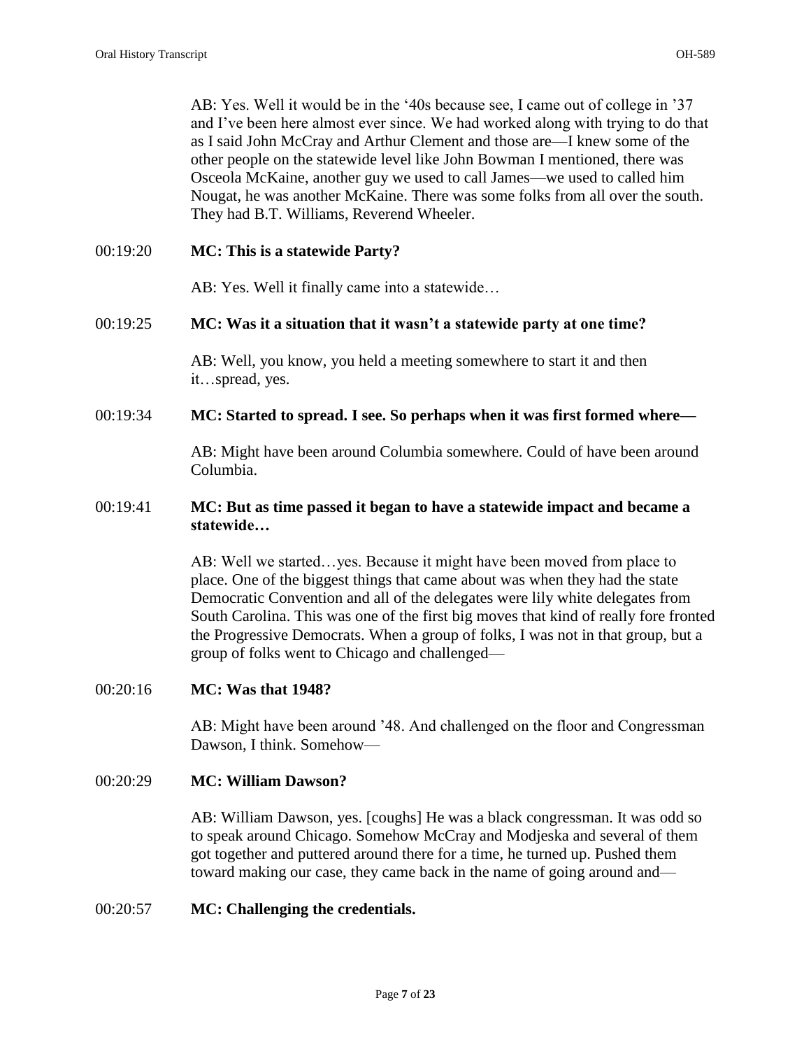AB: Yes. Well it would be in the '40s because see, I came out of college in '37 and I've been here almost ever since. We had worked along with trying to do that as I said John McCray and Arthur Clement and those are—I knew some of the other people on the statewide level like John Bowman I mentioned, there was Osceola McKaine, another guy we used to call James—we used to called him Nougat, he was another McKaine. There was some folks from all over the south. They had B.T. Williams, Reverend Wheeler.

00:19:20 **MC: This is a statewide Party?**

AB: Yes. Well it finally came into a statewide…

00:19:25 **MC: Was it a situation that it wasn't a statewide party at one time?**

AB: Well, you know, you held a meeting somewhere to start it and then it…spread, yes.

00:19:34 **MC: Started to spread. I see. So perhaps when it was first formed where—**

AB: Might have been around Columbia somewhere. Could of have been around Columbia.

00:19:41 **MC: But as time passed it began to have a statewide impact and became a statewide…**

AB: Well we started…yes. Because it might have been moved from place to place. One of the biggest things that came about was when they had the state Democratic Convention and all of the delegates were lily white delegates from South Carolina. This was one of the first big moves that kind of really fore fronted the Progressive Democrats. When a group of folks, I was not in that group, but a group of folks went to Chicago and challenged—

00:20:16 **MC: Was that 1948?**

AB: Might have been around '48. And challenged on the floor and Congressman Dawson, I think. Somehow—

00:20:29 **MC: William Dawson?**

AB: William Dawson, yes. [coughs] He was a black congressman. It was odd so to speak around Chicago. Somehow McCray and Modjeska and several of them got together and puttered around there for a time, he turned up. Pushed them toward making our case, they came back in the name of going around and—

00:20:57 **MC: Challenging the credentials.**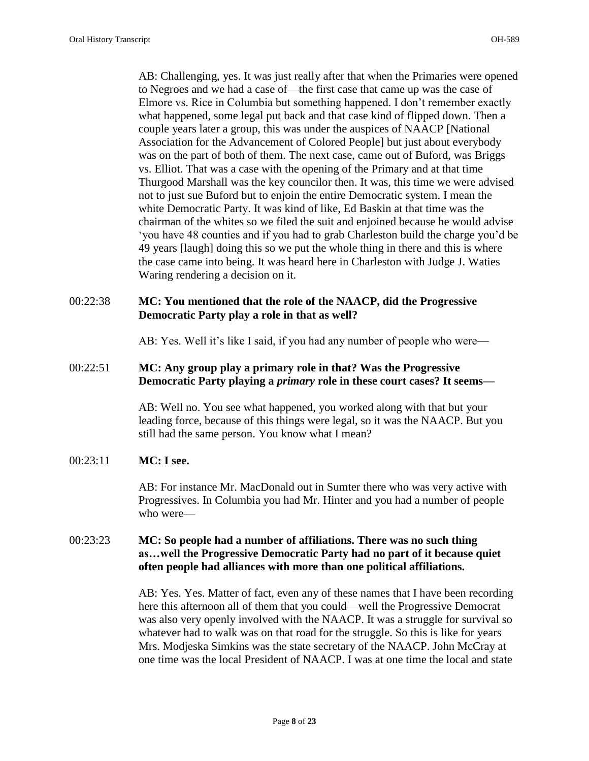AB: Challenging, yes. It was just really after that when the Primaries were opened to Negroes and we had a case of—the first case that came up was the case of Elmore vs. Rice in Columbia but something happened. I don't remember exactly what happened, some legal put back and that case kind of flipped down. Then a couple years later a group, this was under the auspices of NAACP [National Association for the Advancement of Colored People] but just about everybody was on the part of both of them. The next case, came out of Buford, was Briggs vs. Elliot. That was a case with the opening of the Primary and at that time Thurgood Marshall was the key councilor then. It was, this time we were advised not to just sue Buford but to enjoin the entire Democratic system. I mean the white Democratic Party. It was kind of like, Ed Baskin at that time was the chairman of the whites so we filed the suit and enjoined because he would advise 'you have 48 counties and if you had to grab Charleston build the charge you'd be 49 years [laugh] doing this so we put the whole thing in there and this is where the case came into being. It was heard here in Charleston with Judge J. Waties Waring rendering a decision on it.

00:22:38 **MC: You mentioned that the role of the NAACP, did the Progressive Democratic Party play a role in that as well?**

AB: Yes. Well it's like I said, if you had any number of people who were—

00:22:51 **MC: Any group play a primary role in that? Was the Progressive Democratic Party playing a *primary* role in these court cases? It seems—**

AB: Well no. You see what happened, you worked along with that but your leading force, because of this things were legal, so it was the NAACP. But you still had the same person. You know what I mean?

00:23:11 **MC: I see.**

AB: For instance Mr. MacDonald out in Sumter there who was very active with Progressives. In Columbia you had Mr. Hinter and you had a number of people who were—

00:23:23 **MC: So people had a number of affiliations. There was no such thing as…well the Progressive Democratic Party had no part of it because quiet often people had alliances with more than one political affiliations.**

AB: Yes. Yes. Matter of fact, even any of these names that I have been recording here this afternoon all of them that you could—well the Progressive Democrat was also very openly involved with the NAACP. It was a struggle for survival so whatever had to walk was on that road for the struggle. So this is like for years Mrs. Modjeska Simkins was the state secretary of the NAACP. John McCray at one time was the local President of NAACP. I was at one time the local and state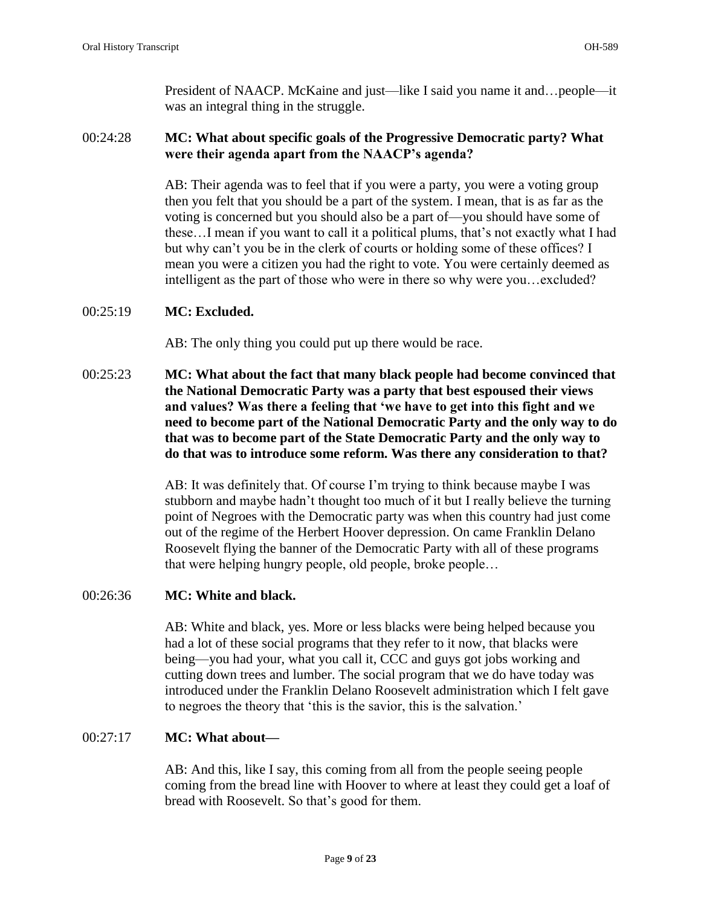President of NAACP. McKaine and just—like I said you name it and…people—it was an integral thing in the struggle.

00:24:28 **MC: What about specific goals of the Progressive Democratic party? What were their agenda apart from the NAACP's agenda?**

AB: Their agenda was to feel that if you were a party, you were a voting group then you felt that you should be a part of the system. I mean, that is as far as the voting is concerned but you should also be a part of—you should have some of these…I mean if you want to call it a political plums, that's not exactly what I had but why can't you be in the clerk of courts or holding some of these offices? I mean you were a citizen you had the right to vote. You were certainly deemed as intelligent as the part of those who were in there so why were you…excluded?

00:25:19 **MC: Excluded.**

AB: The only thing you could put up there would be race.

00:25:23 **MC: What about the fact that many black people had become convinced that the National Democratic Party was a party that best espoused their views and values? Was there a feeling that 'we have to get into this fight and we need to become part of the National Democratic Party and the only way to do that was to become part of the State Democratic Party and the only way to do that was to introduce some reform. Was there any consideration to that?**

AB: It was definitely that. Of course I'm trying to think because maybe I was stubborn and maybe hadn't thought too much of it but I really believe the turning point of Negroes with the Democratic party was when this country had just come out of the regime of the Herbert Hoover depression. On came Franklin Delano Roosevelt flying the banner of the Democratic Party with all of these programs that were helping hungry people, old people, broke people…

00:26:36 **MC: White and black.**

AB: White and black, yes. More or less blacks were being helped because you had a lot of these social programs that they refer to it now, that blacks were being—you had your, what you call it, CCC and guys got jobs working and cutting down trees and lumber. The social program that we do have today was introduced under the Franklin Delano Roosevelt administration which I felt gave to negroes the theory that 'this is the savior, this is the salvation.'

00:27:17 **MC: What about—**

AB: And this, like I say, this coming from all from the people seeing people coming from the bread line with Hoover to where at least they could get a loaf of bread with Roosevelt. So that's good for them.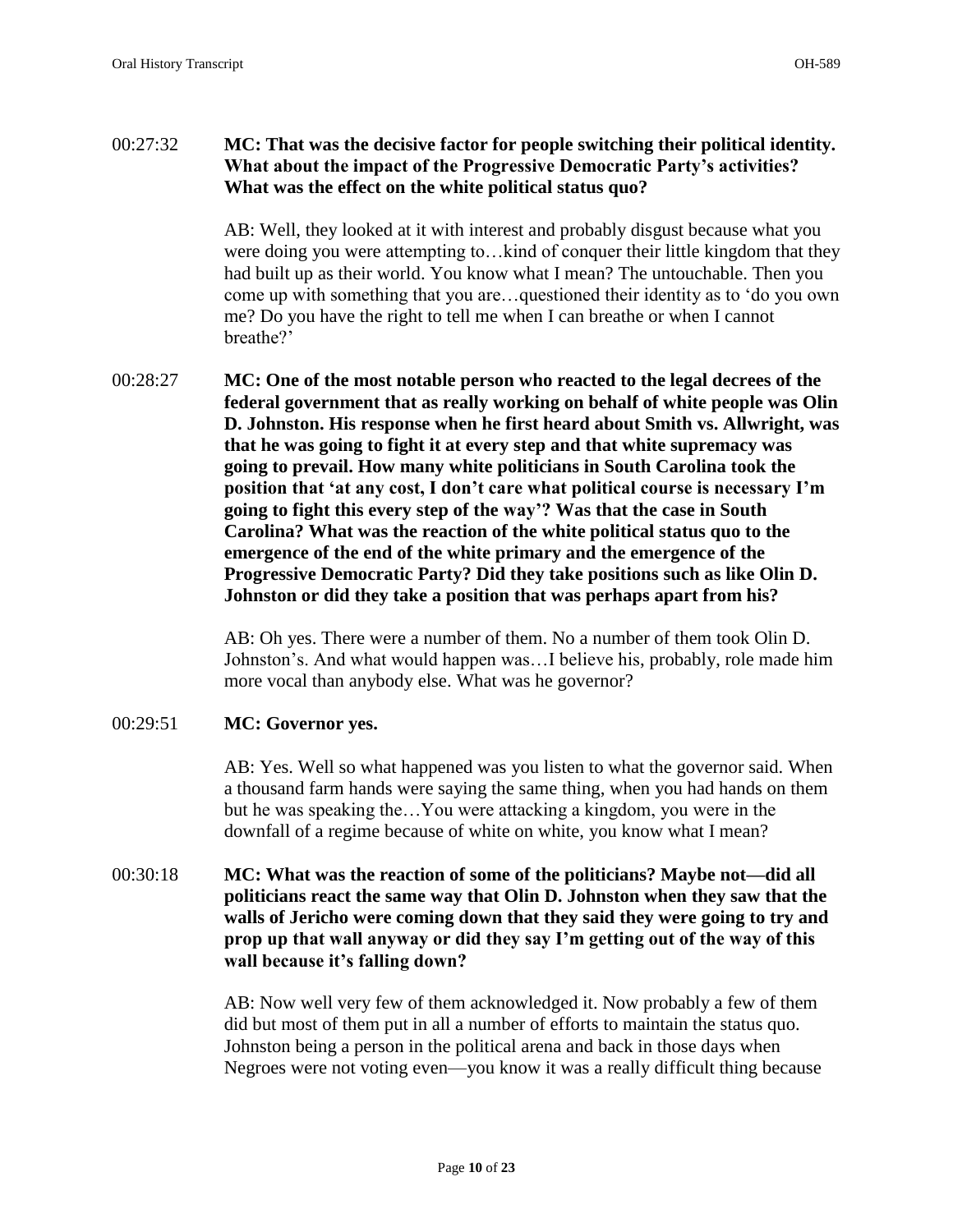00:27:32 **MC: That was the decisive factor for people switching their political identity. What about the impact of the Progressive Democratic Party's activities? What was the effect on the white political status quo?**

AB: Well, they looked at it with interest and probably disgust because what you were doing you were attempting to…kind of conquer their little kingdom that they had built up as their world. You know what I mean? The untouchable. Then you come up with something that you are…questioned their identity as to 'do you own me? Do you have the right to tell me when I can breathe or when I cannot breathe?'

00:28:27 **MC: One of the most notable person who reacted to the legal decrees of the federal government that as really working on behalf of white people was Olin D. Johnston. His response when he first heard about Smith vs. Allwright, was that he was going to fight it at every step and that white supremacy was going to prevail. How many white politicians in South Carolina took the position that 'at any cost, I don't care what political course is necessary I'm going to fight this every step of the way'? Was that the case in South Carolina? What was the reaction of the white political status quo to the emergence of the end of the white primary and the emergence of the Progressive Democratic Party? Did they take positions such as like Olin D. Johnston or did they take a position that was perhaps apart from his?**

AB: Oh yes. There were a number of them. No a number of them took Olin D. Johnston's. And what would happen was…I believe his, probably, role made him more vocal than anybody else. What was he governor?

00:29:51 **MC: Governor yes.**

AB: Yes. Well so what happened was you listen to what the governor said. When a thousand farm hands were saying the same thing, when you had hands on them but he was speaking the…You were attacking a kingdom, you were in the downfall of a regime because of white on white, you know what I mean?

00:30:18 **MC: What was the reaction of some of the politicians? Maybe not—did all politicians react the same way that Olin D. Johnston when they saw that the walls of Jericho were coming down that they said they were going to try and prop up that wall anyway or did they say I'm getting out of the way of this wall because it's falling down?**

AB: Now well very few of them acknowledged it. Now probably a few of them did but most of them put in all a number of efforts to maintain the status quo. Johnston being a person in the political arena and back in those days when Negroes were not voting even—you know it was a really difficult thing because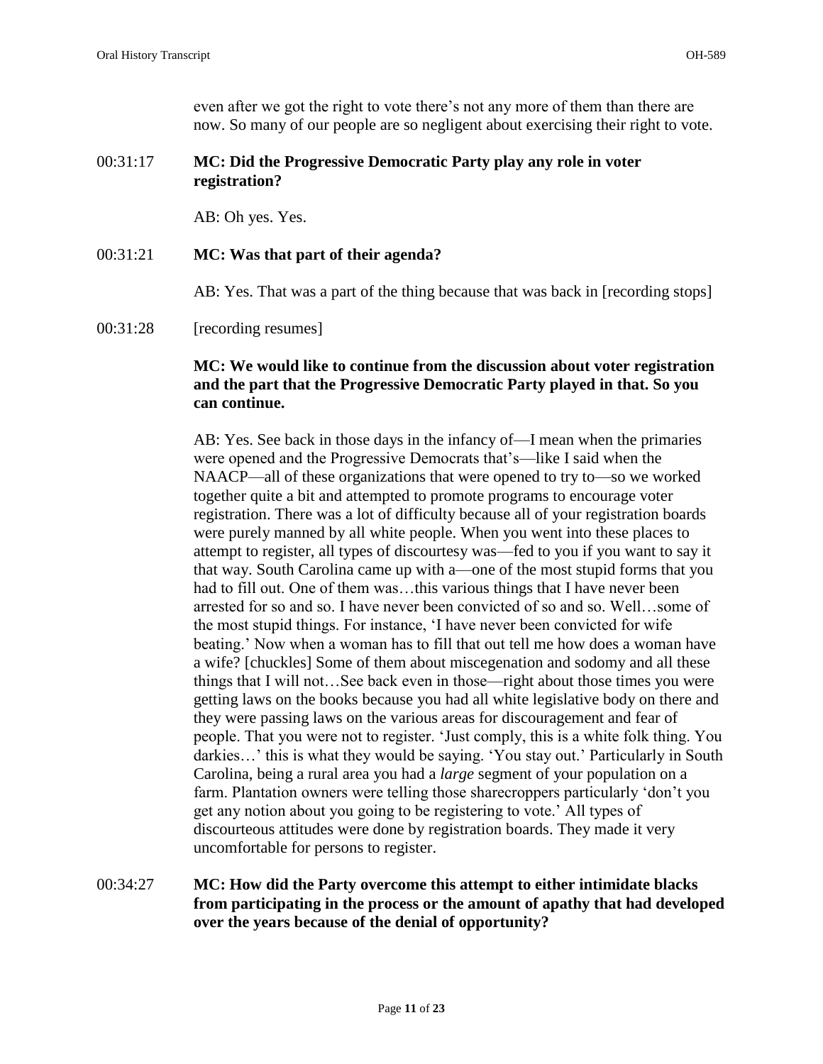even after we got the right to vote there's not any more of them than there are now. So many of our people are so negligent about exercising their right to vote.

00:31:17 **MC: Did the Progressive Democratic Party play any role in voter registration?**

AB: Oh yes. Yes.

00:31:21 **MC: Was that part of their agenda?**

AB: Yes. That was a part of the thing because that was back in [recording stops]

00:31:28 [recording resumes]

**MC: We would like to continue from the discussion about voter registration and the part that the Progressive Democratic Party played in that. So you can continue.**

AB: Yes. See back in those days in the infancy of—I mean when the primaries were opened and the Progressive Democrats that's—like I said when the NAACP—all of these organizations that were opened to try to—so we worked together quite a bit and attempted to promote programs to encourage voter registration. There was a lot of difficulty because all of your registration boards were purely manned by all white people. When you went into these places to attempt to register, all types of discourtesy was—fed to you if you want to say it that way. South Carolina came up with a—one of the most stupid forms that you had to fill out. One of them was…this various things that I have never been arrested for so and so. I have never been convicted of so and so. Well…some of the most stupid things. For instance, 'I have never been convicted for wife beating.' Now when a woman has to fill that out tell me how does a woman have a wife? [chuckles] Some of them about miscegenation and sodomy and all these things that I will not…See back even in those—right about those times you were getting laws on the books because you had all white legislative body on there and they were passing laws on the various areas for discouragement and fear of people. That you were not to register. 'Just comply, this is a white folk thing. You darkies…' this is what they would be saying. 'You stay out.' Particularly in South Carolina, being a rural area you had a *large* segment of your population on a farm. Plantation owners were telling those sharecroppers particularly 'don't you get any notion about you going to be registering to vote.' All types of discourteous attitudes were done by registration boards. They made it very uncomfortable for persons to register.

00:34:27 **MC: How did the Party overcome this attempt to either intimidate blacks from participating in the process or the amount of apathy that had developed over the years because of the denial of opportunity?**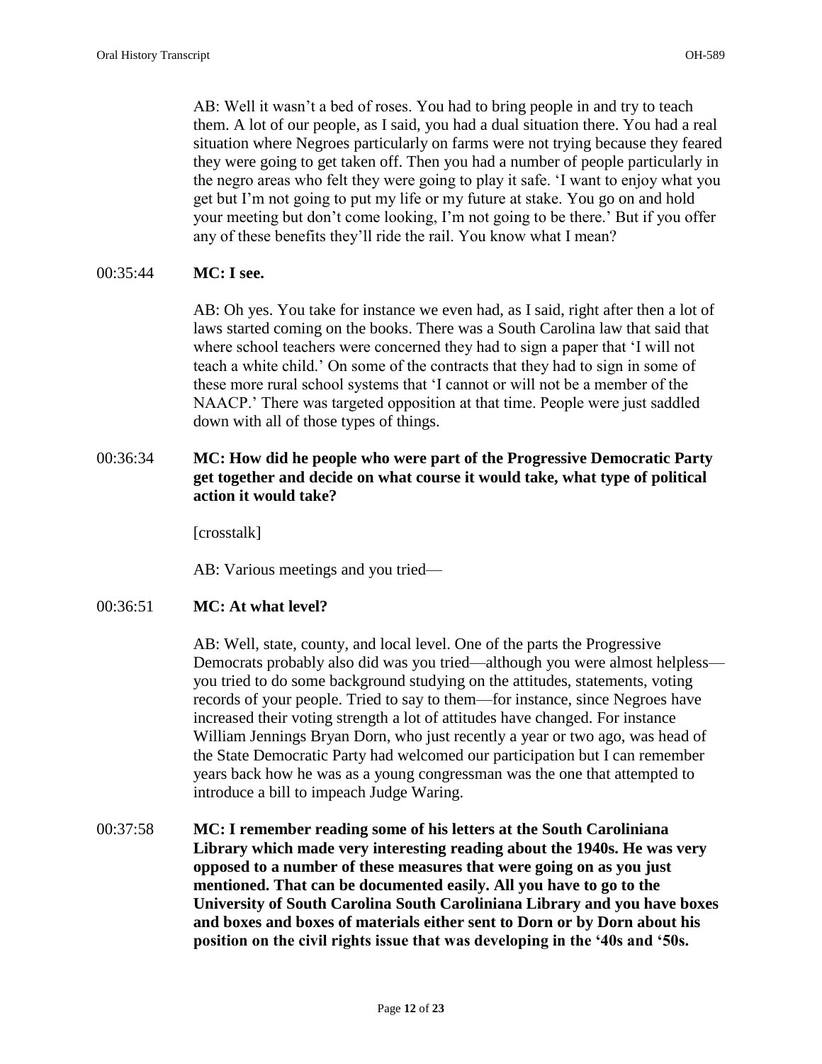AB: Well it wasn't a bed of roses. You had to bring people in and try to teach them. A lot of our people, as I said, you had a dual situation there. You had a real situation where Negroes particularly on farms were not trying because they feared they were going to get taken off. Then you had a number of people particularly in the negro areas who felt they were going to play it safe. 'I want to enjoy what you get but I'm not going to put my life or my future at stake. You go on and hold your meeting but don't come looking, I'm not going to be there.' But if you offer any of these benefits they'll ride the rail. You know what I mean?

00:35:44 **MC: I see.**

AB: Oh yes. You take for instance we even had, as I said, right after then a lot of laws started coming on the books. There was a South Carolina law that said that where school teachers were concerned they had to sign a paper that 'I will not teach a white child.' On some of the contracts that they had to sign in some of these more rural school systems that 'I cannot or will not be a member of the NAACP.' There was targeted opposition at that time. People were just saddled down with all of those types of things.

00:36:34 **MC: How did he people who were part of the Progressive Democratic Party get together and decide on what course it would take, what type of political action it would take?**

[crosstalk]

AB: Various meetings and you tried—

00:36:51 **MC: At what level?**

AB: Well, state, county, and local level. One of the parts the Progressive Democrats probably also did was you tried—although you were almost helpless—you tried to do some background studying on the attitudes, statements, voting records of your people. Tried to say to them—for instance, since Negroes have increased their voting strength a lot of attitudes have changed. For instance William Jennings Bryan Dorn, who just recently a year or two ago, was head of the State Democratic Party had welcomed our participation but I can remember years back how he was as a young congressman was the one that attempted to introduce a bill to impeach Judge Waring.

00:37:58 **MC: I remember reading some of his letters at the South Caroliniana Library which made very interesting reading about the 1940s. He was very opposed to a number of these measures that were going on as you just mentioned. That can be documented easily. All you have to go to the University of South Carolina South Caroliniana Library and you have boxes and boxes and boxes of materials either sent to Dorn or by Dorn about his position on the civil rights issue that was developing in the '40s and '50s.**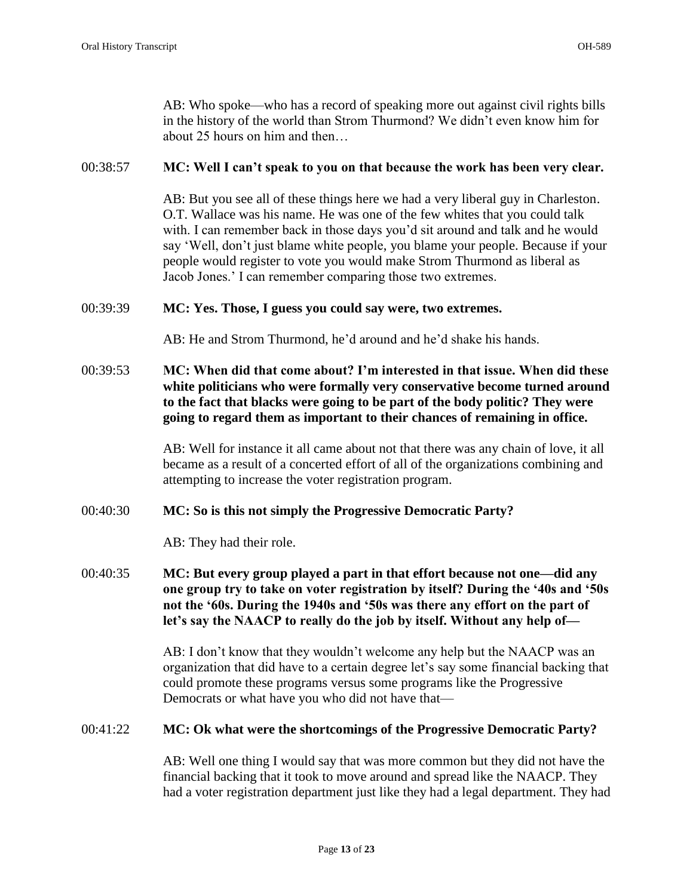AB: Who spoke—who has a record of speaking more out against civil rights bills in the history of the world than Strom Thurmond? We didn't even know him for about 25 hours on him and then…

00:38:57 **MC: Well I can't speak to you on that because the work has been very clear.**

AB: But you see all of these things here we had a very liberal guy in Charleston. O.T. Wallace was his name. He was one of the few whites that you could talk with. I can remember back in those days you'd sit around and talk and he would say 'Well, don't just blame white people, you blame your people. Because if your people would register to vote you would make Strom Thurmond as liberal as Jacob Jones.' I can remember comparing those two extremes.

00:39:39 **MC: Yes. Those, I guess you could say were, two extremes.**

AB: He and Strom Thurmond, he'd around and he'd shake his hands.

00:39:53 **MC: When did that come about? I'm interested in that issue. When did these white politicians who were formally very conservative become turned around to the fact that blacks were going to be part of the body politic? They were going to regard them as important to their chances of remaining in office.**

AB: Well for instance it all came about not that there was any chain of love, it all became as a result of a concerted effort of all of the organizations combining and attempting to increase the voter registration program.

00:40:30 **MC: So is this not simply the Progressive Democratic Party?**

AB: They had their role.

00:40:35 **MC: But every group played a part in that effort because not one—did any one group try to take on voter registration by itself? During the '40s and '50s not the '60s. During the 1940s and '50s was there any effort on the part of let's say the NAACP to really do the job by itself. Without any help of—**

AB: I don't know that they wouldn't welcome any help but the NAACP was an organization that did have to a certain degree let's say some financial backing that could promote these programs versus some programs like the Progressive Democrats or what have you who did not have that—

00:41:22 **MC: Ok what were the shortcomings of the Progressive Democratic Party?**

AB: Well one thing I would say that was more common but they did not have the financial backing that it took to move around and spread like the NAACP. They had a voter registration department just like they had a legal department. They had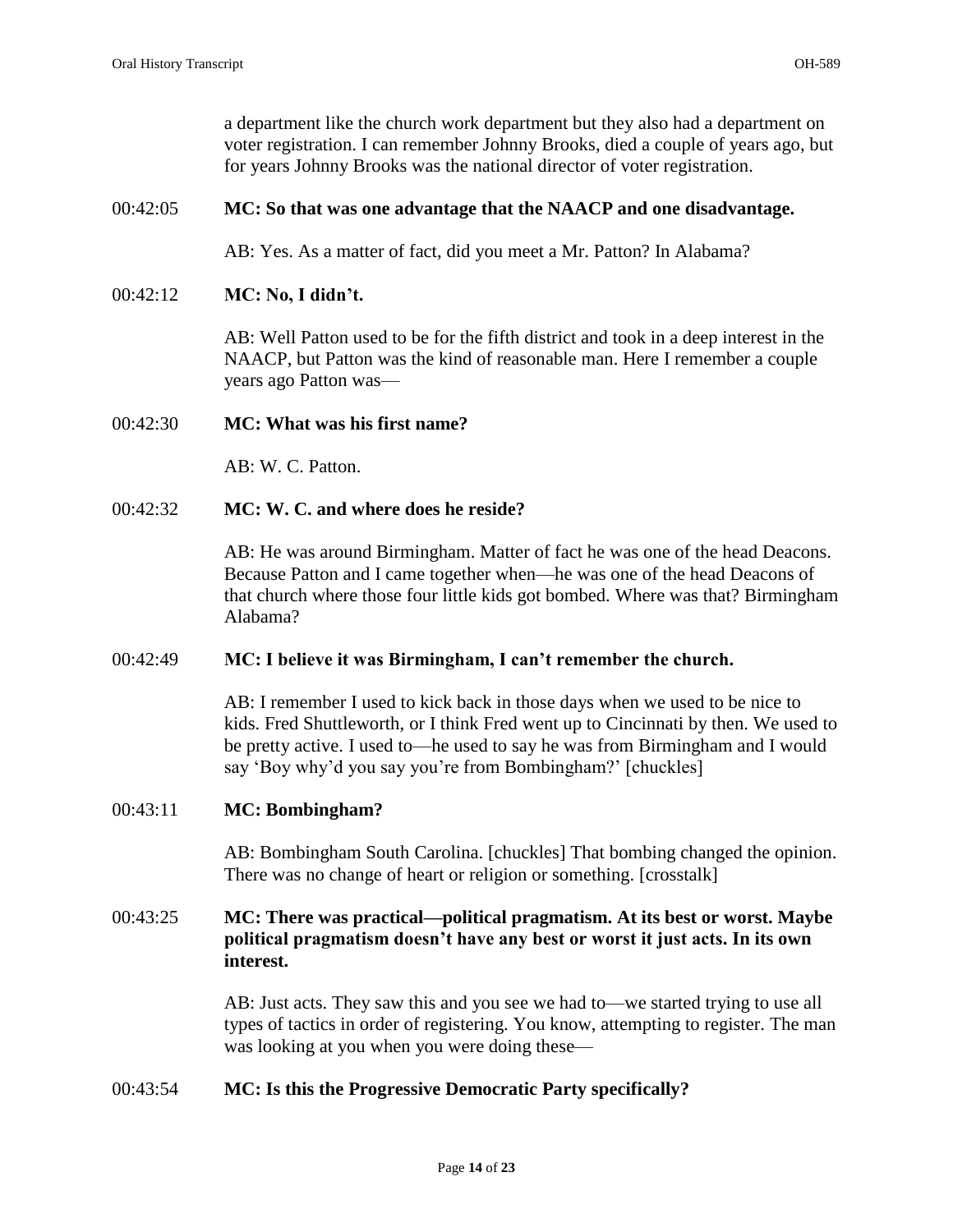a department like the church work department but they also had a department on voter registration. I can remember Johnny Brooks, died a couple of years ago, but for years Johnny Brooks was the national director of voter registration.

00:42:05 **MC: So that was one advantage that the NAACP and one disadvantage.**

AB: Yes. As a matter of fact, did you meet a Mr. Patton? In Alabama?

00:42:12 **MC: No, I didn't.**

AB: Well Patton used to be for the fifth district and took in a deep interest in the NAACP, but Patton was the kind of reasonable man. Here I remember a couple years ago Patton was—

00:42:30 **MC: What was his first name?**

AB: W. C. Patton.

00:42:32 **MC: W. C. and where does he reside?**

AB: He was around Birmingham. Matter of fact he was one of the head Deacons. Because Patton and I came together when—he was one of the head Deacons of that church where those four little kids got bombed. Where was that? Birmingham Alabama?

00:42:49 **MC: I believe it was Birmingham, I can't remember the church.**

AB: I remember I used to kick back in those days when we used to be nice to kids. Fred Shuttleworth, or I think Fred went up to Cincinnati by then. We used to be pretty active. I used to—he used to say he was from Birmingham and I would say 'Boy why'd you say you're from Bombingham?' [chuckles]

00:43:11 **MC: Bombingham?**

AB: Bombingham South Carolina. [chuckles] That bombing changed the opinion. There was no change of heart or religion or something. [crosstalk]

00:43:25 **MC: There was practical—political pragmatism. At its best or worst. Maybe political pragmatism doesn't have any best or worst it just acts. In its own interest.**

AB: Just acts. They saw this and you see we had to—we started trying to use all types of tactics in order of registering. You know, attempting to register. The man was looking at you when you were doing these—

00:43:54 **MC: Is this the Progressive Democratic Party specifically?**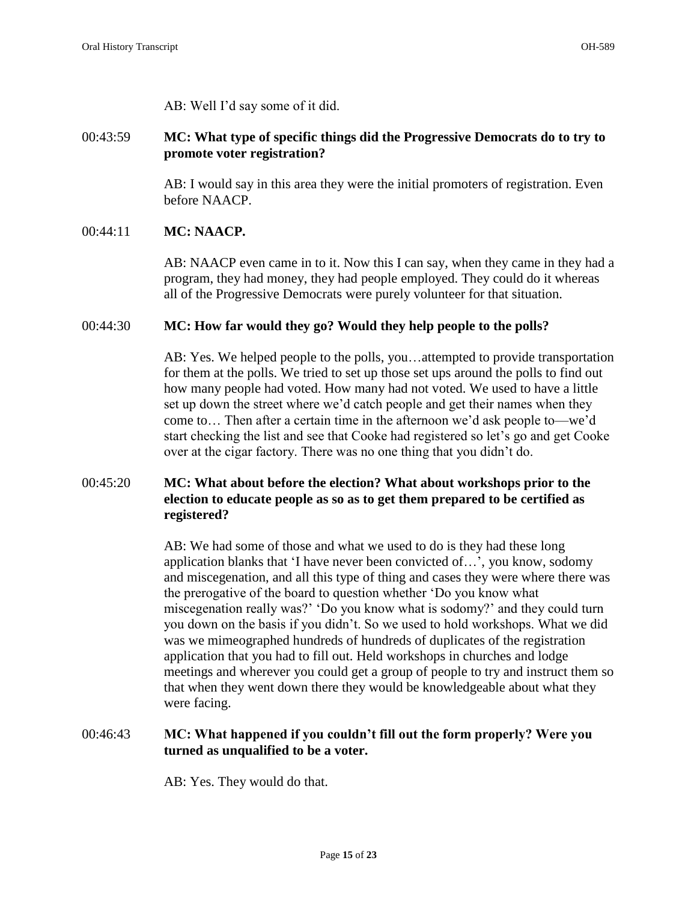AB: Well I'd say some of it did.

00:43:59 **MC: What type of specific things did the Progressive Democrats do to try to promote voter registration?**

AB: I would say in this area they were the initial promoters of registration. Even before NAACP.

00:44:11 **MC: NAACP.**

AB: NAACP even came in to it. Now this I can say, when they came in they had a program, they had money, they had people employed. They could do it whereas all of the Progressive Democrats were purely volunteer for that situation.

00:44:30 **MC: How far would they go? Would they help people to the polls?**

AB: Yes. We helped people to the polls, you…attempted to provide transportation for them at the polls. We tried to set up those set ups around the polls to find out how many people had voted. How many had not voted. We used to have a little set up down the street where we'd catch people and get their names when they come to… Then after a certain time in the afternoon we'd ask people to—we'd start checking the list and see that Cooke had registered so let's go and get Cooke over at the cigar factory. There was no one thing that you didn't do.

00:45:20 **MC: What about before the election? What about workshops prior to the election to educate people as so as to get them prepared to be certified as registered?**

AB: We had some of those and what we used to do is they had these long application blanks that 'I have never been convicted of…', you know, sodomy and miscegenation, and all this type of thing and cases they were where there was the prerogative of the board to question whether 'Do you know what miscegenation really was?' 'Do you know what is sodomy?' and they could turn you down on the basis if you didn't. So we used to hold workshops. What we did was we mimeographed hundreds of hundreds of duplicates of the registration application that you had to fill out. Held workshops in churches and lodge meetings and wherever you could get a group of people to try and instruct them so that when they went down there they would be knowledgeable about what they were facing.

00:46:43 **MC: What happened if you couldn't fill out the form properly? Were you turned as unqualified to be a voter.**

AB: Yes. They would do that.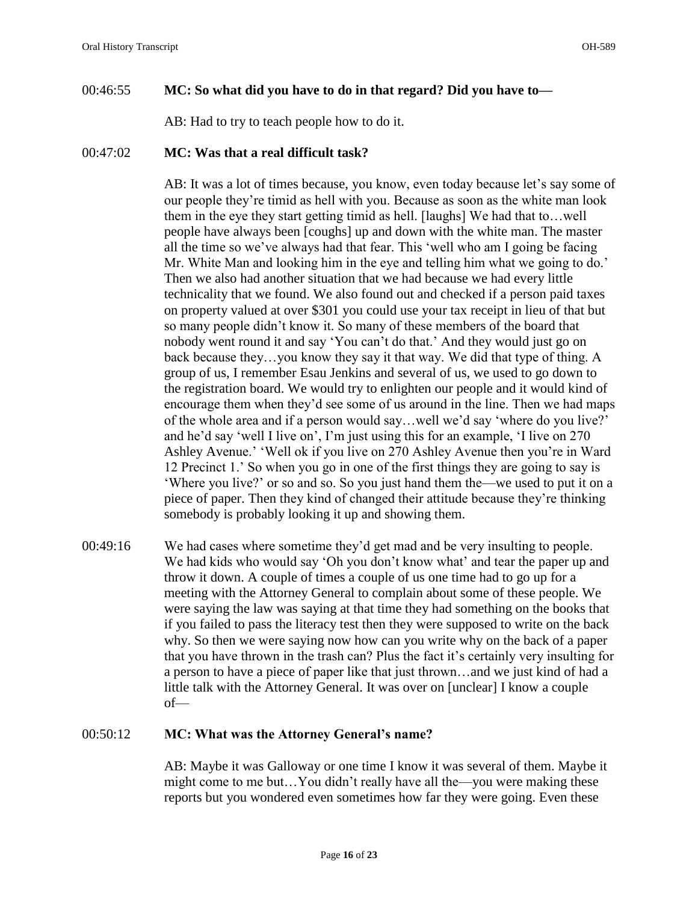00:46:55 **MC: So what did you have to do in that regard? Did you have to—**

AB: Had to try to teach people how to do it.

00:47:02 **MC: Was that a real difficult task?**

AB: It was a lot of times because, you know, even today because let's say some of our people they're timid as hell with you. Because as soon as the white man look them in the eye they start getting timid as hell. [laughs] We had that to…well people have always been [coughs] up and down with the white man. The master all the time so we've always had that fear. This 'well who am I going be facing Mr. White Man and looking him in the eye and telling him what we going to do.' Then we also had another situation that we had because we had every little technicality that we found. We also found out and checked if a person paid taxes on property valued at over $301 you could use your tax receipt in lieu of that but so many people didn't know it. So many of these members of the board that nobody went round it and say 'You can't do that.' And they would just go on back because they…you know they say it that way. We did that type of thing. A group of us, I remember Esau Jenkins and several of us, we used to go down to the registration board. We would try to enlighten our people and it would kind of encourage them when they'd see some of us around in the line. Then we had maps of the whole area and if a person would say…well we'd say 'where do you live?' and he'd say 'well I live on', I'm just using this for an example, 'I live on 270 Ashley Avenue.' 'Well ok if you live on 270 Ashley Avenue then you're in Ward 12 Precinct 1.' So when you go in one of the first things they are going to say is 'Where you live?' or so and so. So you just hand them the—we used to put it on a piece of paper. Then they kind of changed their attitude because they're thinking somebody is probably looking it up and showing them.

00:49:16 We had cases where sometime they'd get mad and be very insulting to people. We had kids who would say 'Oh you don't know what' and tear the paper up and throw it down. A couple of times a couple of us one time had to go up for a meeting with the Attorney General to complain about some of these people. We were saying the law was saying at that time they had something on the books that if you failed to pass the literacy test then they were supposed to write on the back why. So then we were saying now how can you write why on the back of a paper that you have thrown in the trash can? Plus the fact it's certainly very insulting for a person to have a piece of paper like that just thrown…and we just kind of had a little talk with the Attorney General. It was over on [unclear] I know a couple of—

00:50:12 **MC: What was the Attorney General's name?**

AB: Maybe it was Galloway or one time I know it was several of them. Maybe it might come to me but…You didn't really have all the—you were making these reports but you wondered even sometimes how far they were going. Even these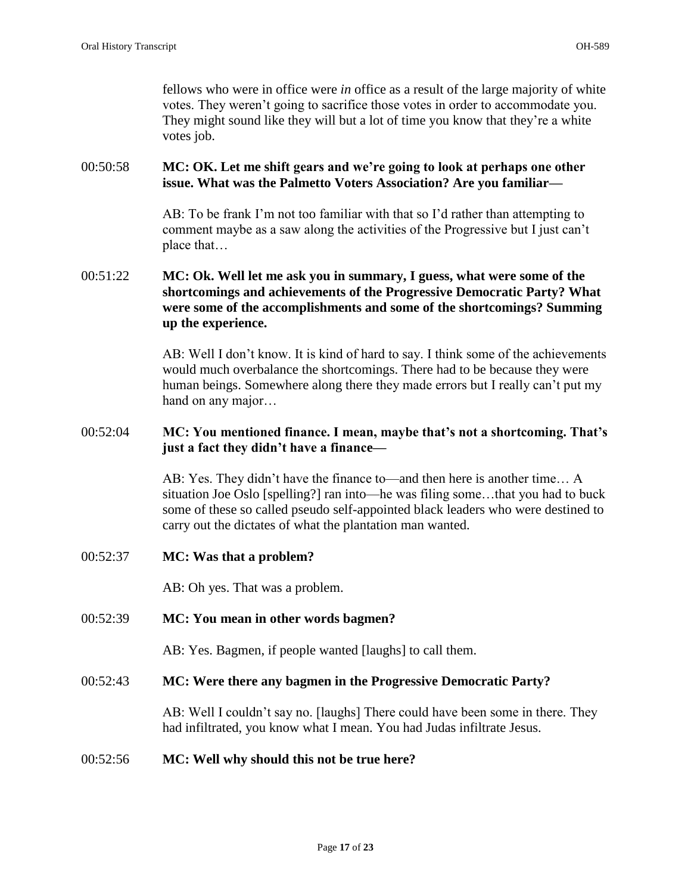fellows who were in office were *in* office as a result of the large majority of white votes. They weren't going to sacrifice those votes in order to accommodate you. They might sound like they will but a lot of time you know that they're a white votes job.

00:50:58 **MC: OK. Let me shift gears and we're going to look at perhaps one other issue. What was the Palmetto Voters Association? Are you familiar—**

AB: To be frank I'm not too familiar with that so I'd rather than attempting to comment maybe as a saw along the activities of the Progressive but I just can't place that…

00:51:22 **MC: Ok. Well let me ask you in summary, I guess, what were some of the shortcomings and achievements of the Progressive Democratic Party? What were some of the accomplishments and some of the shortcomings? Summing up the experience.**

AB: Well I don't know. It is kind of hard to say. I think some of the achievements would much overbalance the shortcomings. There had to be because they were human beings. Somewhere along there they made errors but I really can't put my hand on any major…

00:52:04 **MC: You mentioned finance. I mean, maybe that's not a shortcoming. That's just a fact they didn't have a finance—**

AB: Yes. They didn't have the finance to—and then here is another time… A situation Joe Oslo [spelling?] ran into—he was filing some…that you had to buck some of these so called pseudo self-appointed black leaders who were destined to carry out the dictates of what the plantation man wanted.

00:52:37 **MC: Was that a problem?**

AB: Oh yes. That was a problem.

00:52:39 **MC: You mean in other words bagmen?**

AB: Yes. Bagmen, if people wanted [laughs] to call them.

00:52:43 **MC: Were there any bagmen in the Progressive Democratic Party?**

AB: Well I couldn't say no. [laughs] There could have been some in there. They had infiltrated, you know what I mean. You had Judas infiltrate Jesus.

00:52:56 **MC: Well why should this not be true here?**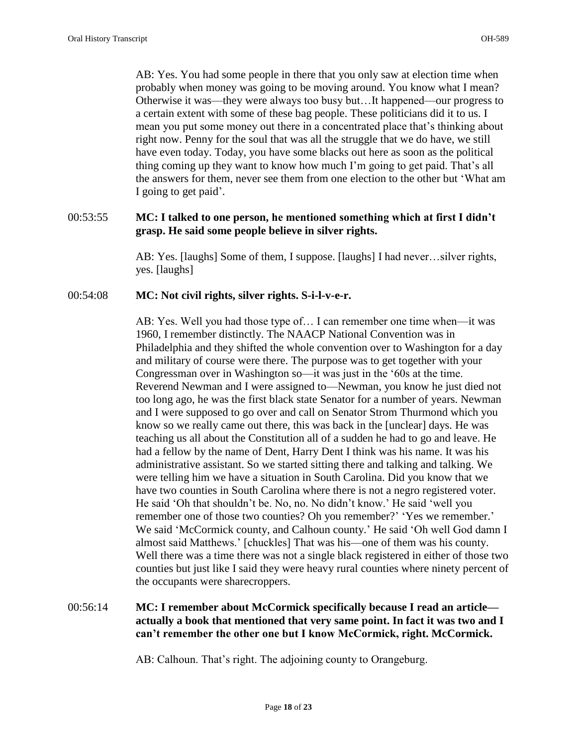AB: Yes. You had some people in there that you only saw at election time when probably when money was going to be moving around. You know what I mean? Otherwise it was—they were always too busy but…It happened—our progress to a certain extent with some of these bag people. These politicians did it to us. I mean you put some money out there in a concentrated place that's thinking about right now. Penny for the soul that was all the struggle that we do have, we still have even today. Today, you have some blacks out here as soon as the political thing coming up they want to know how much I'm going to get paid. That's all the answers for them, never see them from one election to the other but 'What am I going to get paid'.

00:53:55 **MC: I talked to one person, he mentioned something which at first I didn't grasp. He said some people believe in silver rights.**

AB: Yes. [laughs] Some of them, I suppose. [laughs] I had never…silver rights, yes. [laughs]

00:54:08 **MC: Not civil rights, silver rights. S-i-l-v-e-r.**

AB: Yes. Well you had those type of… I can remember one time when—it was 1960, I remember distinctly. The NAACP National Convention was in Philadelphia and they shifted the whole convention over to Washington for a day and military of course were there. The purpose was to get together with your Congressman over in Washington so—it was just in the '60s at the time. Reverend Newman and I were assigned to—Newman, you know he just died not too long ago, he was the first black state Senator for a number of years. Newman and I were supposed to go over and call on Senator Strom Thurmond which you know so we really came out there, this was back in the [unclear] days. He was teaching us all about the Constitution all of a sudden he had to go and leave. He had a fellow by the name of Dent, Harry Dent I think was his name. It was his administrative assistant. So we started sitting there and talking and talking. We were telling him we have a situation in South Carolina. Did you know that we have two counties in South Carolina where there is not a negro registered voter. He said 'Oh that shouldn't be. No, no. No didn't know.' He said 'well you remember one of those two counties? Oh you remember?' 'Yes we remember.' We said 'McCormick county, and Calhoun county.' He said 'Oh well God damn I almost said Matthews.' [chuckles] That was his—one of them was his county. Well there was a time there was not a single black registered in either of those two counties but just like I said they were heavy rural counties where ninety percent of the occupants were sharecroppers.

00:56:14 **MC: I remember about McCormick specifically because I read an article—actually a book that mentioned that very same point. In fact it was two and I can't remember the other one but I know McCormick, right. McCormick.**

AB: Calhoun. That's right. The adjoining county to Orangeburg.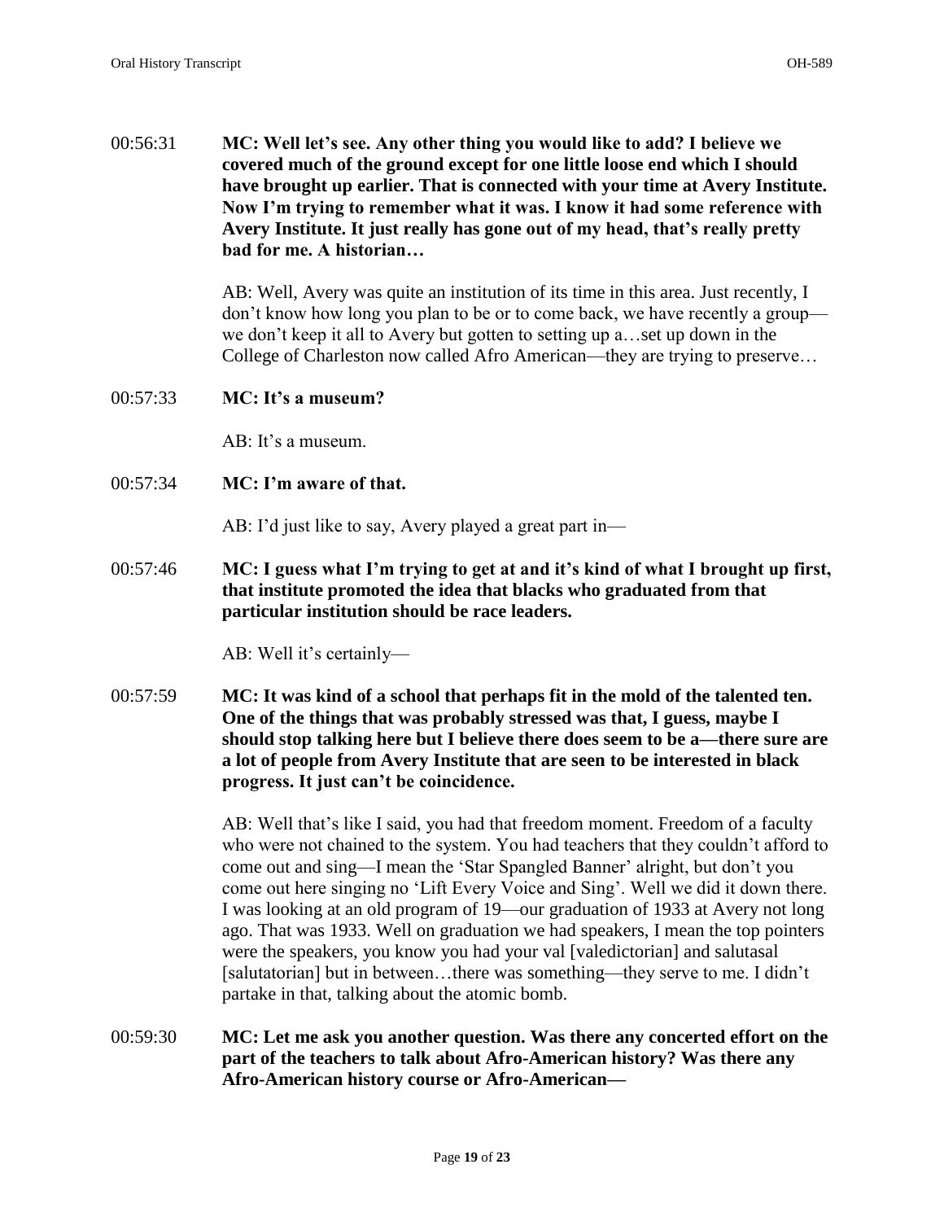00:56:31 **MC: Well let's see. Any other thing you would like to add? I believe we covered much of the ground except for one little loose end which I should have brought up earlier. That is connected with your time at Avery Institute. Now I'm trying to remember what it was. I know it had some reference with Avery Institute. It just really has gone out of my head, that's really pretty bad for me. A historian…**

AB: Well, Avery was quite an institution of its time in this area. Just recently, I don't know how long you plan to be or to come back, we have recently a group—we don't keep it all to Avery but gotten to setting up a…set up down in the College of Charleston now called Afro American—they are trying to preserve…

00:57:33 **MC: It's a museum?**

AB: It's a museum.

00:57:34 **MC: I'm aware of that.**

AB: I'd just like to say, Avery played a great part in—

00:57:46 **MC: I guess what I'm trying to get at and it's kind of what I brought up first, that institute promoted the idea that blacks who graduated from that particular institution should be race leaders.**

AB: Well it's certainly—

00:57:59 **MC: It was kind of a school that perhaps fit in the mold of the talented ten. One of the things that was probably stressed was that, I guess, maybe I should stop talking here but I believe there does seem to be a—there sure are a lot of people from Avery Institute that are seen to be interested in black progress. It just can't be coincidence.**

AB: Well that's like I said, you had that freedom moment. Freedom of a faculty who were not chained to the system. You had teachers that they couldn't afford to come out and sing—I mean the 'Star Spangled Banner' alright, but don't you come out here singing no 'Lift Every Voice and Sing'. Well we did it down there. I was looking at an old program of 19—our graduation of 1933 at Avery not long ago. That was 1933. Well on graduation we had speakers, I mean the top pointers were the speakers, you know you had your val [valedictorian] and salutasal [salutatorian] but in between…there was something—they serve to me. I didn't partake in that, talking about the atomic bomb.

00:59:30 **MC: Let me ask you another question. Was there any concerted effort on the part of the teachers to talk about Afro-American history? Was there any Afro-American history course or Afro-American—**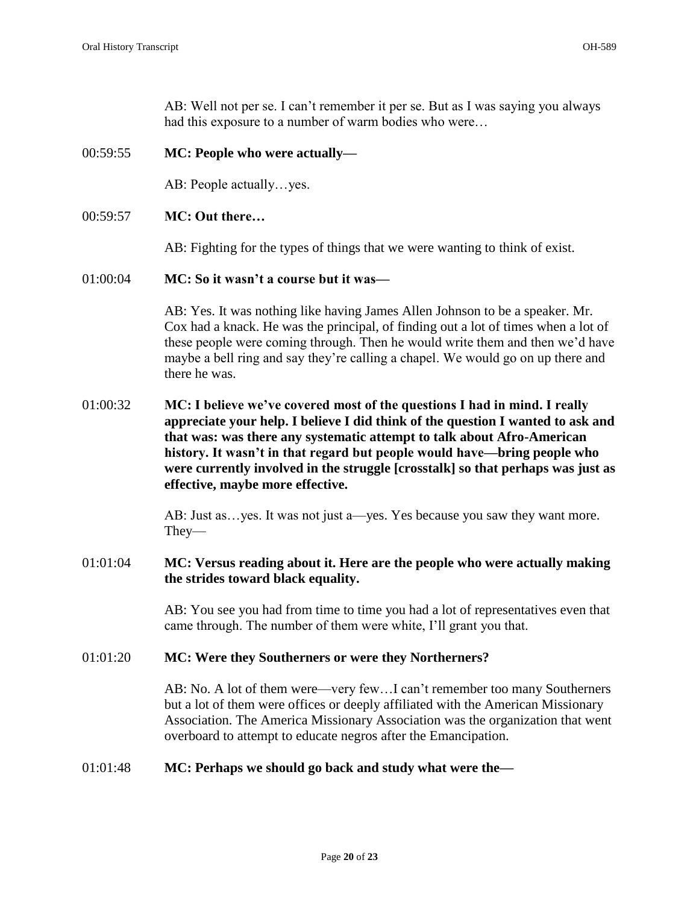AB: Well not per se. I can't remember it per se. But as I was saying you always had this exposure to a number of warm bodies who were…

00:59:55 **MC: People who were actually—**

AB: People actually…yes.

00:59:57 **MC: Out there…**

AB: Fighting for the types of things that we were wanting to think of exist.

01:00:04 **MC: So it wasn't a course but it was—**

AB: Yes. It was nothing like having James Allen Johnson to be a speaker. Mr. Cox had a knack. He was the principal, of finding out a lot of times when a lot of these people were coming through. Then he would write them and then we'd have maybe a bell ring and say they're calling a chapel. We would go on up there and there he was.

01:00:32 **MC: I believe we've covered most of the questions I had in mind. I really appreciate your help. I believe I did think of the question I wanted to ask and that was: was there any systematic attempt to talk about Afro-American history. It wasn't in that regard but people would have—bring people who were currently involved in the struggle [crosstalk] so that perhaps was just as effective, maybe more effective.**

AB: Just as…yes. It was not just a—yes. Yes because you saw they want more. They—

01:01:04 **MC: Versus reading about it. Here are the people who were actually making the strides toward black equality.**

AB: You see you had from time to time you had a lot of representatives even that came through. The number of them were white, I'll grant you that.

01:01:20 **MC: Were they Southerners or were they Northerners?**

AB: No. A lot of them were—very few…I can't remember too many Southerners but a lot of them were offices or deeply affiliated with the American Missionary Association. The America Missionary Association was the organization that went overboard to attempt to educate negros after the Emancipation.

01:01:48 **MC: Perhaps we should go back and study what were the—**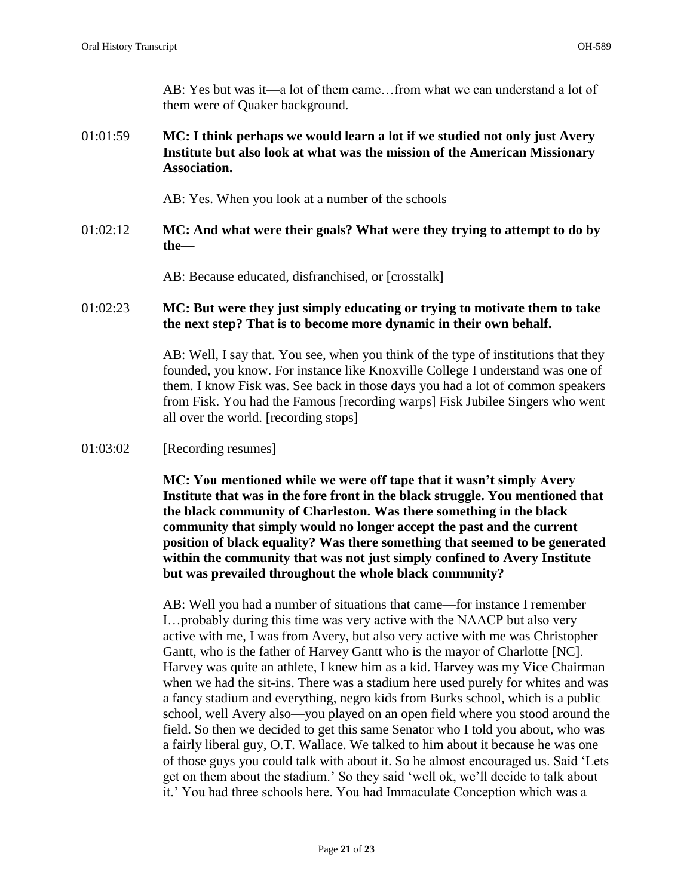AB: Yes but was it—a lot of them came…from what we can understand a lot of them were of Quaker background.

01:01:59 **MC: I think perhaps we would learn a lot if we studied not only just Avery Institute but also look at what was the mission of the American Missionary Association.**

AB: Yes. When you look at a number of the schools—

01:02:12 **MC: And what were their goals? What were they trying to attempt to do by the—**

AB: Because educated, disfranchised, or [crosstalk]

01:02:23 **MC: But were they just simply educating or trying to motivate them to take the next step? That is to become more dynamic in their own behalf.**

AB: Well, I say that. You see, when you think of the type of institutions that they founded, you know. For instance like Knoxville College I understand was one of them. I know Fisk was. See back in those days you had a lot of common speakers from Fisk. You had the Famous [recording warps] Fisk Jubilee Singers who went all over the world. [recording stops]

01:03:02 [Recording resumes]

**MC: You mentioned while we were off tape that it wasn't simply Avery Institute that was in the fore front in the black struggle. You mentioned that the black community of Charleston. Was there something in the black community that simply would no longer accept the past and the current position of black equality? Was there something that seemed to be generated within the community that was not just simply confined to Avery Institute but was prevailed throughout the whole black community?**

AB: Well you had a number of situations that came—for instance I remember I…probably during this time was very active with the NAACP but also very active with me, I was from Avery, but also very active with me was Christopher Gantt, who is the father of Harvey Gantt who is the mayor of Charlotte [NC]. Harvey was quite an athlete, I knew him as a kid. Harvey was my Vice Chairman when we had the sit-ins. There was a stadium here used purely for whites and was a fancy stadium and everything, negro kids from Burks school, which is a public school, well Avery also—you played on an open field where you stood around the field. So then we decided to get this same Senator who I told you about, who was a fairly liberal guy, O.T. Wallace. We talked to him about it because he was one of those guys you could talk with about it. So he almost encouraged us. Said 'Lets get on them about the stadium.' So they said 'well ok, we'll decide to talk about it.' You had three schools here. You had Immaculate Conception which was a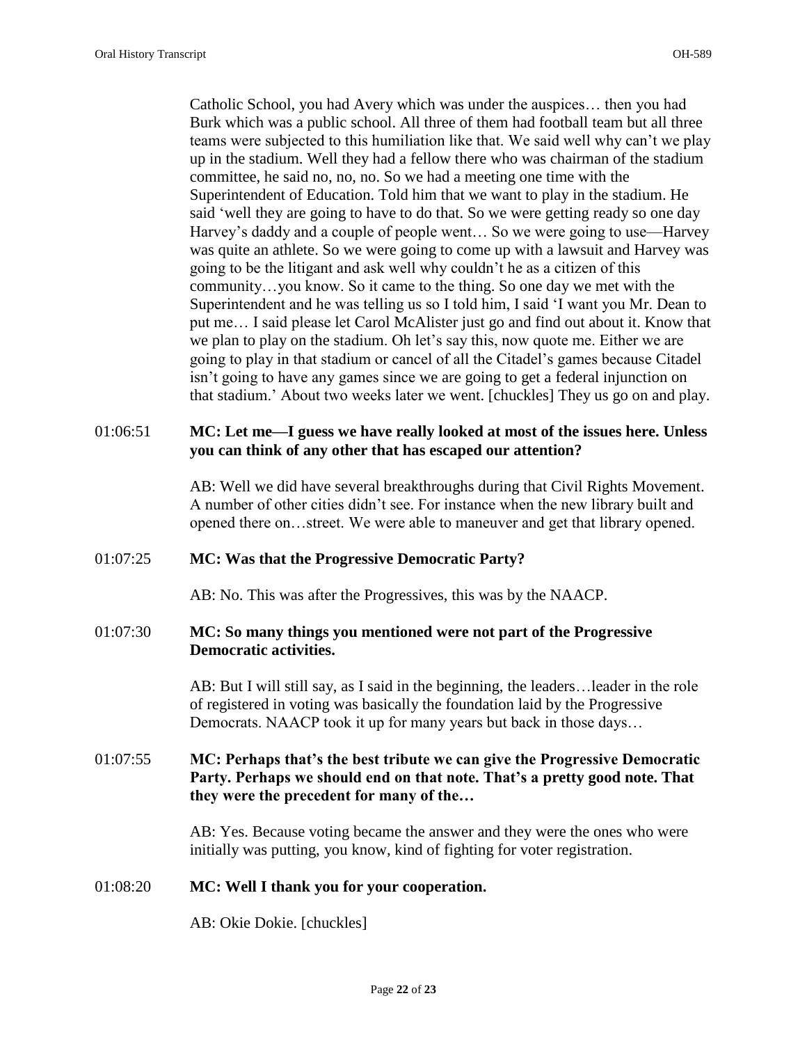Catholic School, you had Avery which was under the auspices… then you had Burk which was a public school. All three of them had football team but all three teams were subjected to this humiliation like that. We said well why can't we play up in the stadium. Well they had a fellow there who was chairman of the stadium committee, he said no, no, no. So we had a meeting one time with the Superintendent of Education. Told him that we want to play in the stadium. He said 'well they are going to have to do that. So we were getting ready so one day Harvey's daddy and a couple of people went… So we were going to use—Harvey was quite an athlete. So we were going to come up with a lawsuit and Harvey was going to be the litigant and ask well why couldn't he as a citizen of this community…you know. So it came to the thing. So one day we met with the Superintendent and he was telling us so I told him, I said 'I want you Mr. Dean to put me… I said please let Carol McAlister just go and find out about it. Know that we plan to play on the stadium. Oh let's say this, now quote me. Either we are going to play in that stadium or cancel of all the Citadel's games because Citadel isn't going to have any games since we are going to get a federal injunction on that stadium.' About two weeks later we went. [chuckles] They us go on and play.

01:06:51 **MC: Let me—I guess we have really looked at most of the issues here. Unless you can think of any other that has escaped our attention?**

AB: Well we did have several breakthroughs during that Civil Rights Movement. A number of other cities didn't see. For instance when the new library built and opened there on…street. We were able to maneuver and get that library opened.

01:07:25 **MC: Was that the Progressive Democratic Party?**

AB: No. This was after the Progressives, this was by the NAACP.

01:07:30 **MC: So many things you mentioned were not part of the Progressive Democratic activities.**

AB: But I will still say, as I said in the beginning, the leaders…leader in the role of registered in voting was basically the foundation laid by the Progressive Democrats. NAACP took it up for many years but back in those days…

01:07:55 **MC: Perhaps that's the best tribute we can give the Progressive Democratic Party. Perhaps we should end on that note. That's a pretty good note. That they were the precedent for many of the…**

AB: Yes. Because voting became the answer and they were the ones who were initially was putting, you know, kind of fighting for voter registration.

01:08:20 **MC: Well I thank you for your cooperation.**

AB: Okie Dokie. [chuckles]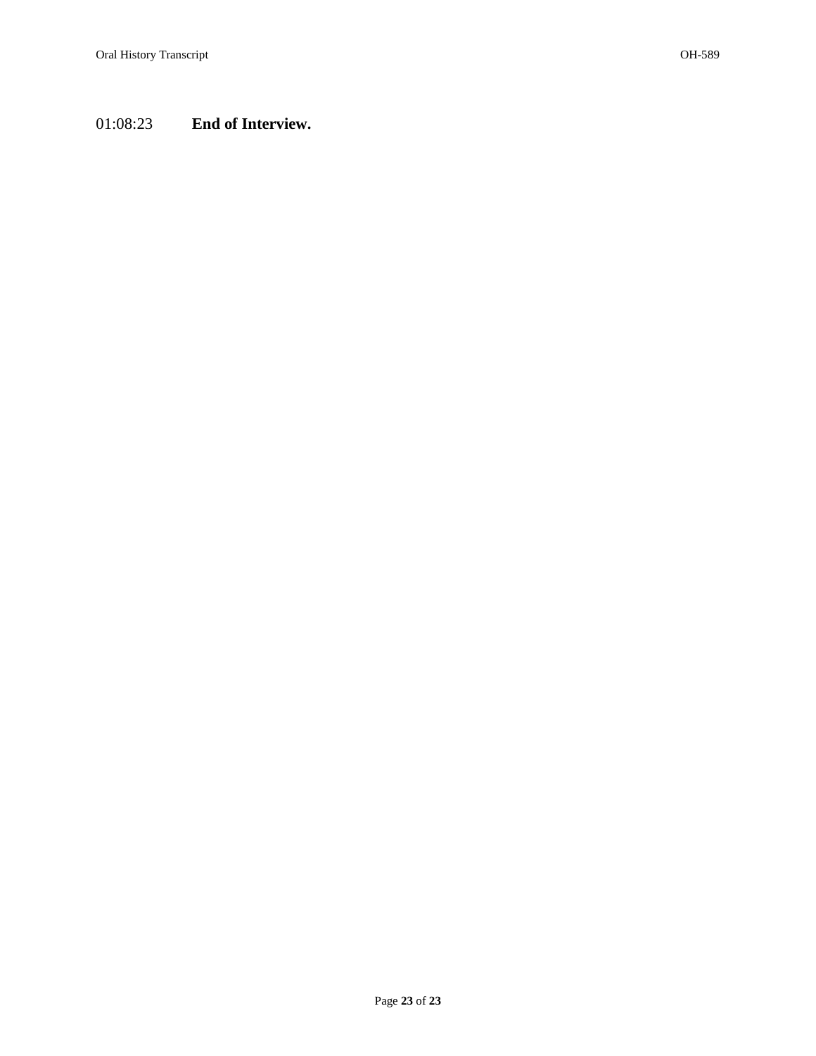01:08:23 **End of Interview.**